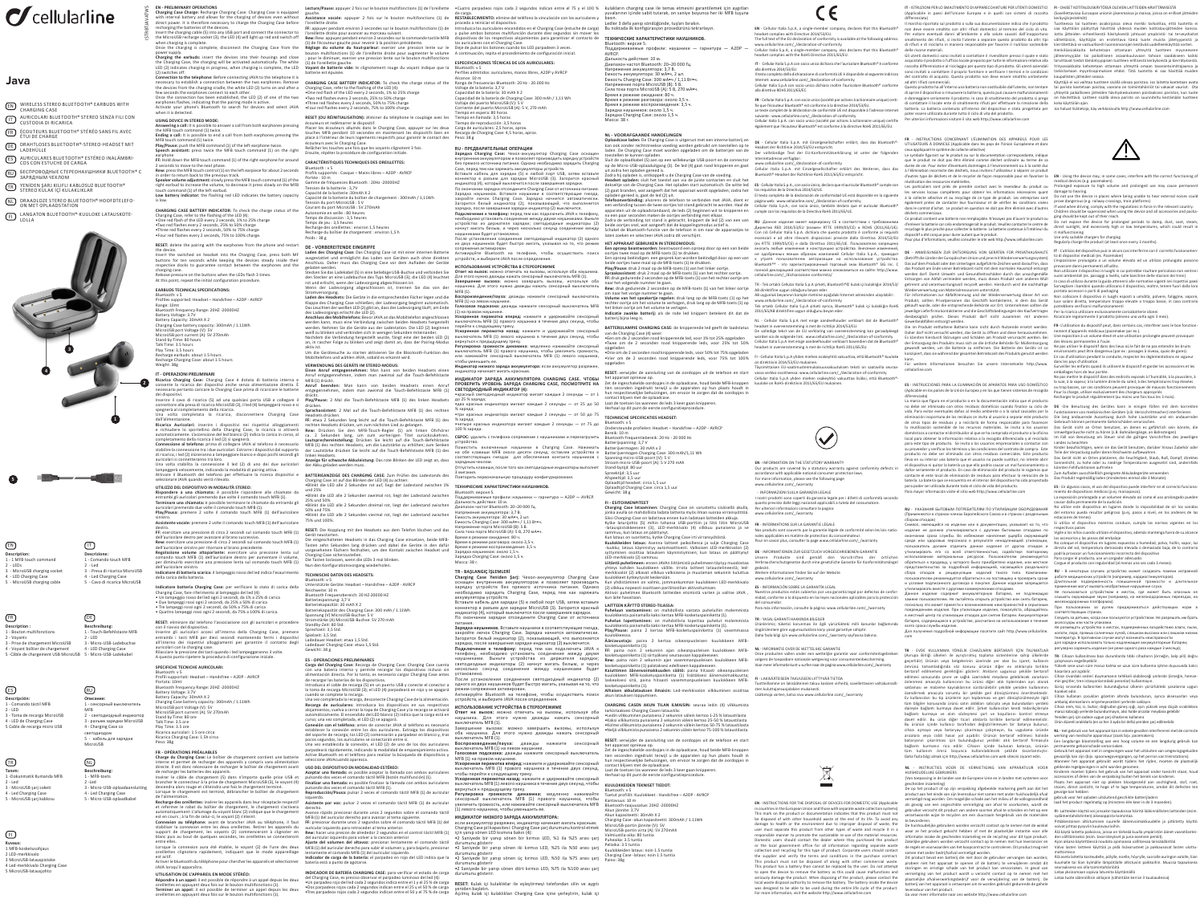# cellularline

# Java

- EN WIRELESS STEREO BLUETOOTH® EARBUDS WITH CHARGING CASE
- IT AURICOLARI BLUETOOTH® STEREO SENZA FILI CON CUSTODIA DI RICARICA
- FR ÉCOUTEURS BLUETOOTH® STÉRÉO SANS FIL AVEC ÉTUI DE CHARGE
- DE DRAHTLOSES BLUETOOTH®-STEREO-HEADSET MIT LADEHÜLLE
- ES AURICULARES BLUETOOTH® ESTÉREO INALÁMBRICOS CON ESTUCHE DE CARGA
- RU БЕСПРОВОДНЫЕ СТЕРЕОНАУШНИКИ BLUETOOTH® С ЗАРЯДНЫМ ЧЕХЛОМ
- TR YENİDEN ŞARJ EDİLEBİLİR KABLOSUZ BLUETOOTH® STEREO KULAKLIK
- NL DRAADLOZE STEREO BLUETOOTH® HOOFDTELEFOON MET OPLAADSTATION
- FI LANGATON BLUETOOTH®-KUULOKE LATAUSKOTELOLLA

**EN**
Description:
1 - MFB touch command
2 - LEDs
3 - MicroUSB charging socket
4 - LED Charging Case
5 - MicroUSB charging cable

**IT**
Descrizione:
1 - Comando touch MFB
2 - Led
3 - Presa di ricarica MicroUSB
4 - Led Charging Case
5 - Cavo di ricarica MicroUSB

**FR**
Description :
1 - Bouton multifonctions
2 - Voyants
3 - Prise de chargement MicroUSB
4 - Voyant boîtier de chargement
5 - Câble de chargement USB/MicroUSB

**DE**
Beschreibung:
1 - Touch-Befehlstaste MFB
2 - LEDs
3 - Micro-USB-Ladebuchse
4 - LED Charging Case
5 - Micro-USB-Ladekabel

**ES**
Descripción:
1 - Comando táctil MFB
2 - LED
3 - Toma de recarga MicroUSB
4 - LED de Charging Case
5 - Cable de recarga micro USB

**RU**
Описание:
1 - сенсорный выключатель MFB
2 - светодиодный индикатор
3 - разъем зарядки MicroUSB
4 - Charging Case со светодиодом
5 - кабель для зарядки MicroUSB

**TR**
Tanım:
1 - Dokunmatik Kumanda MFB
2 - Led
3 - MicroUSB şarj soketi
4 - Led Charging Case
5 - MicroUSB şarj kablosu

**NL**
Beschrijving:
1 - MFB-toets
2 - Led
3 - Micro-USB-oplaadaansluiting
4 - Led Charging Case
5 - Micro-USB-oplaadkabel

**FI**
Kuvaus:
1 MFB-kosketuskytkin
2 LED-merkkivalo
3 MicroUSB-latausportti
4 Led-merkkivalo Charging Case
5 MicroUSB-latauskaapeli

## EN - PRELIMINARY OPERATIONS

**Charging Case Charge:** Recharge Charging Case: Charging Case is equipped with internal battery and allows for the charging of devices even without direct power. It is therefore necessary to charge the Charging Case before recharging the batteries of the devices.
Insert the charging cable (5) into any USB port and connect the connector to the MicroUSB recharge socket (3), the LED (4) will light up red and switch off when charging is complete.
Once the charging is complete, disconnect the Charging Case from the power supply.
**Charging the earbuds:** insert the devices into their housings and close the Charging Case, the charging will be activated automatically. The white LED (2) indicates charging in progress, when charging is complete, the LED (2) will turn off.
**Connection to the telephone:** Before connecting JAVA to the telephone it is necessary to establish a connection between the two earphones. Remove the devices from the charging cradle, the white LED (2) turns on and after a few seconds the earphones connect to each other.
Once the connection has been established, the LED (2) of one of the two earphones flashes, indicating that the pairing mode is active.
Activate your phone's Bluetooth to search for devices and select JAVA when it is detected.

### USING DEVICE IN STEREO MODE:

**Answering a call:** It is possible to answer a call from both earphones pressing the MFB touch command (1) twice.
**Ending a call:** It is possible to end a call from both earphones pressing the MFB touch command (1) twice.
**Play/Pause:** push the MFB touch command (1) of the left earphone twice.
**Speech assistant:** press twice the MFB touch command (1) on the right earphone.
**FF:** Hold down the MFB touch command (1) of the right earphone for around 2 seconds to move to the next phase.
**Rew:** press the MFB touch control (1) on the left earpiece for about 2 seconds in order to return back to the previous track.
**Speaker volume adjustment:** slowly press the MFB touch command (1) of the right earbud to increase the volume, to decrease it press slowly on the MFB touch command (1) of the left earbud.
**Low battery indicator:** the flashing red LED indicates the battery capacity is low.

**CHARGING CASE BATTERY INDICATOR:** To check the charge status of the Charging Case, refer to the flashing of the LED (4).
•One red flash of the LED every 2 seconds, 1% to 25% charge
•Two red flashes every 2 seconds, 25% to 50% charge
•Three red flashes every 2 seconds, 50% to 75% charge
•Four red flashes every 2 seconds, 75% to 100% charge.

**RESET:** delete the pairing with the earphones from the phone and restart the device.
Insert the switched on headset into the Charging Case, press both MFB buttons for ten seconds while keeping the devices steady inside their respective dock to guarantee contact between the earphones and the charging case.
Release pressure on the buttons when the LEDs flash 3 times.
At this point, repeat the initial configuration procedure.

### EARBUDS TECHNICAL SPECIFICATIONS:

Bluetooth: v 5
Profiles supported: Headset – Handsfree – A2DP – AVRCP
Range: 10mt
Bluetooth Frequency Range: 20HZ-20000HZ
Battery Voltage: 3.7V
Battery Capacity: 30mAh X 2
Charging Case battery capacity: 300mAh / 1.11Wh
MicroUSB port Voltage (V): 5V
MicroUSB port current (A): 5V 270mAh
Stand by Time: 80 hours
Talk Time: 3.5 hours
Play Time: 3.5 hours
Recharge earbuds: about 1.5 hours
Recharge Charging Case: about 1.5 hours
Weight: 38g

## IT - OPERAZIONI PRELIMINARI

**Ricarica Charging Case:** Charging Case è dotata di batteria interna e consente la ricarica dei dispositivi anche senza alimentazione diretta. È necessario pertanto caricare la Charging Case prima di ricaricare le batterie dei dispositivi.
Inserire il cavo di ricarica (5) ad una qualsiasi porta USB e collegare il connettore alla presa di ricarica MicroUSB (3), il led (4) lampeggerà rosso e si spegnerà al completamento della ricarica.
Una volta completata la ricarica, disconnettere Charging Case dall'alimentazione.
**Ricarica Auricolari:** inserire i dispositivi nei rispettivi alloggiamenti e richiudere lo sportellino della Charging Case, la ricarica si attiverà automaticamente. L'accensione del led bianco (2) indica la carica in corso, al completamento della ricarica il led (2) si spegnerà.
**Connessione al telefono:** prima di collegare JAVA al telefono è necessario stabilire la connessione tra i due auricolari. Estrarre i dispositivi dal supporto di ricarica, i led (2) si accendono e dopo qualche secondo gli auricolari si connetteranno tra loro.
Una volta stabilita la connessione il led (2) di uno dei due auricolari lampeggerà velocemente, indicando la modalità di pairing attiva.
Attivare il Bluetooth del telefono per effettuare la ricerca dispositivi e selezionare JAVA quando verrà rilevato.

### UTILIZZO DEL DISPOSITIVO IN MODALITÀ STEREO:

**Rispondere a una chiamata:** è possibile rispondere alle chiamate da entrambi gli auricolari premendo due volte il comando touch MFB (1).
**Terminare una chiamata:** è possibile terminare le chiamate da entrambi gli auricolari premendo due volte il comando touch MFB (1).
**Play/Pausa:** premere 2 volte il comando touch MFB (1) dell'auricolare sinistro.
**Assistente vocale:** premere 2 volte il comando touch MFB (1) dell'auricolare destro.
**FF:** esercitare una pressione di circa 2 secondi sul comando touch MFB (1) dell'auricolare destro per avanzare al brano successivo.
**Rew:** esercitare una pressione di circa 2 secondi sul comando touch MFB (1) dell'auricolare sinistro per ritornare al brano precedente.
**Regolazione volume altoparlante:** esercitare una pressione lenta sul comando touch MFB (1) dell'auricolare destro per aumentare il volume, per diminuirlo esercitare una pressione lenta sul comando touch MFB (1) dell'auricolare sinistro.
**Indicatore di batteria scarica:** il lampeggio rosso del led indica l'esaurimento della carica della batteria.

**Indicatore batteria Charging Case:** per verificare lo stato di carica della Charging Case, fare riferimento al lampeggio del led (4):
• Un lampeggio rosso del led ogni 2 secondi, da 1% a 25% di carica
• Due lampeggi rossi ogni 2 secondi, da 25% a 50% di carica
• Tre lampeggi rossi ogni 2 secondi, da 50% a 75% di carica
• Quattro lampeggi rossi ogni 2 secondi, da 75% a 100% di carica.

**RESET:** eliminare dal telefono l'associazione con gli auricolari e procedere con il riavvio del dispositivo.
Inserire gli auricolari accesi all'interno della Charging Case, premere entrambi i tasti MFB per dieci secondi mantenendo fermi i dispositivi all'interno dei rispettivi alloggiamenti per garantire il contatto degli auricolari con la charging case.
Rilasciare la pressione dei tasti quando i led lampeggeranno 3 volte.
A questo punto ripetere la procedura di configurazione iniziale.

### SPECIFICHE TECNICHE AURICOLARI:

Bluetooth: v 5
Profili supportati: Headset – Handsfree – A2DP – AVRCP
Portata: 10mt
Bluetooth Frequency Range: 20HZ-20000HZ
Battery Voltage: 3.7V
Battery Capacity: 30mAh X 2
Charging Case battery capacity: 300mAh / 1.11Wh
MicroUSB port Voltage (V): 5V
MicroUSB port current (A): 5V 270mAh
Stand by Time: 80 ore
Talk Time: 3,5 ore
Play Time: 3,5 ore
Ricarica auricolari: 1,5 ore circa
Ricarica Charging Case: 1,5 ore circa
Peso: 38g

## EN - INFORMATION ON THE STATUTORY WARRANTY

Our products are covered by a statutory warranty against conformity defects in accordance with applicable national consumer protection laws.
For more information, please see the following page
www.cellularline.com/_/warranty

## EN - INSTRUCTIONS FOR THE DISPOSAL OF DEVICES FOR DOMESTIC USE

(Applicable in countries in the European Union and those with separate waste collection systems)
This mark on the product or documentation indicates that the product must not be disposed of with other household waste at the end of its life. In order to avoid damage to health or the environment due to improper disposal of waste, the user must separate this product from other types of waste and recycle it in a responsible manner to promote the sustainable re-use of the material resources. Domestic users should contact the retailer where they purchased the product or the local government office for all information regarding separate waste collection and recycling for this type of product. Corporate users should contact their supplier and verify the terms and conditions in the purchase contract. This product must not be disposed of along with other commercial waste. This product has a battery that cannot be replaced by the user. Do not attempt to open the device to remove the battery as this could cause malfunctions and seriously damage the product. When disposing of the product, please contact the local waste disposal authority to remove the battery. The battery inside the device was designed to be able to be used during the entire life cycle of the product.
For more information please visit our web site http://www.cellularline.com

**EN** - Cellular Italia S.p.A., a single-member company, declares that this Bluetooth® headset complies with Directive 2014/53/EU.
The full text of the EU declaration of conformity is available at the following address: www.cellularline.com/_/declaration-of-conformity
Cellular Italia S.p.A. also declares that this Bluetooth® headset complies with the RoHS Directive 2011/65/EU.

## EN - Use the device may, in some cases, interfere with the correct functioning of medical devices (e.g. pacemakers).

Prolonged exposure to high volume and prolonged use may cause permanent damage to hearing.
Do not use the device in places where being unable to hear external noises could prove dangerous (e.g. railway crossings, train platforms).
If used when driving, comply with the legislation in force in the relevant country.
Children should be supervised when using the device and all accessories and packaging should be kept out of their reach.
Do not expose the device for prolonged periods to damp, dust, soot, steam, direct sunlight, and excessively high or low temperatures, which could result in a malfunctioning.
Use only suitable chargers for charging.
Regularly charge the product (at least once every 3 months).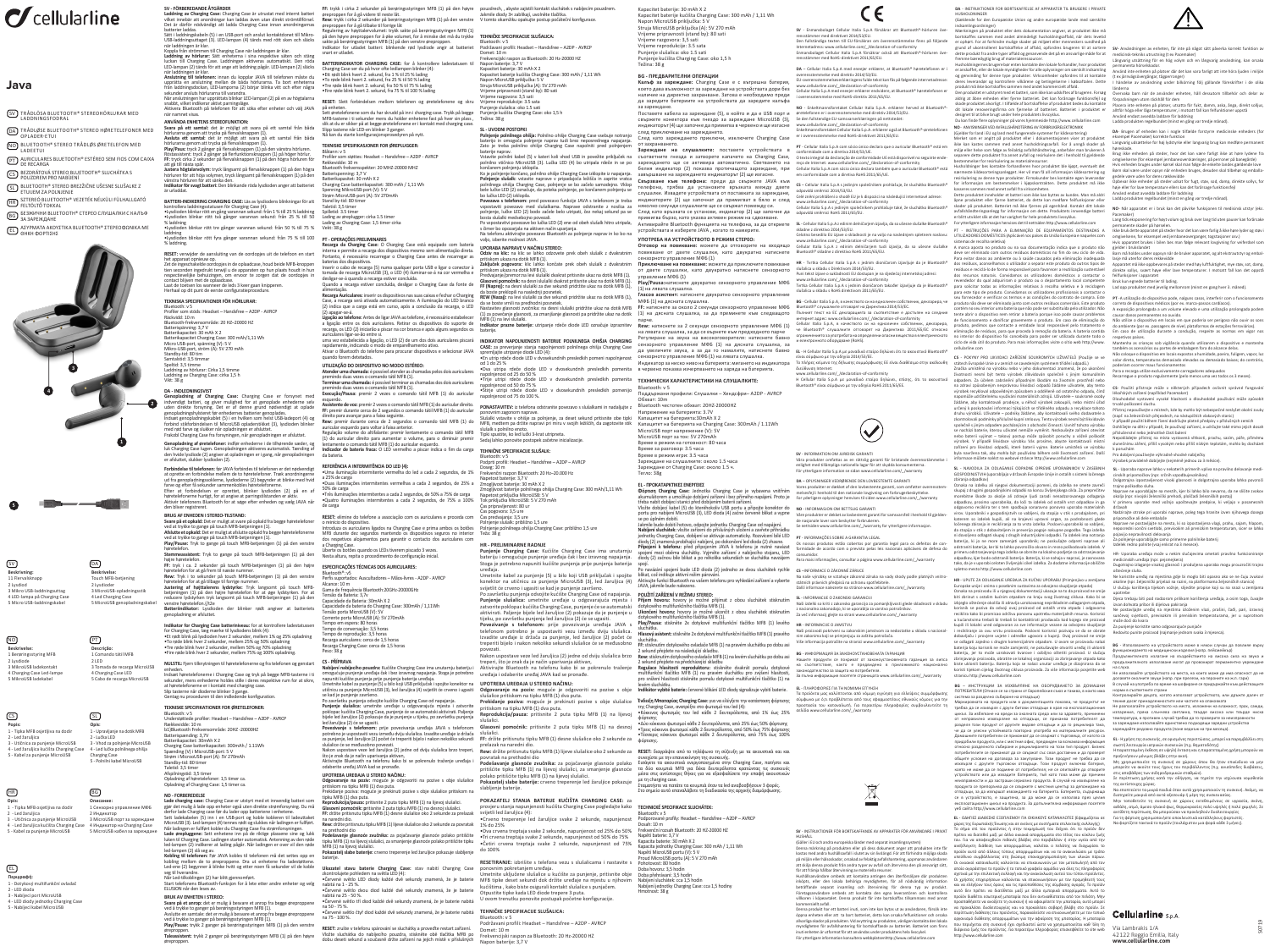# cellularline

## Java

- **SV** TRÅDLÖSA BLUETOOTH® STEREOHÖRLURAR MED LADDNINGSFODRAL
- **DA** TRÅDLØSE BLUETOOTH® STEREO HØRETELEFONER MED OPLADER-ETUI
- **NO** BLUETOOTH® STEREO TRÅDLØS ØRETELEFON MED LADEETUI
- **PT** AURICULARES BLUETOOTH® ESTÉREO SEM FIOS COM CAIXA DE RECARGA
- **CS** BEZDRÁTOVÁ STEREO BLUETOOTH® SLUCHÁTKA S POUZDREM PRO NABÍJENÍ
- **HR** BLUETOOTH® STEREO BEŽIČNE UŠESNE SLUŠALICE S ETUIJEM ZA PUNJENJE
- **SL** STEREO BLUETOOTH® BREZŽIČNE SLUŠALKE S POLNILNIM OHIŠJEM
- **BG** БЕЗЖИЧНИ BLUETOOTH® СТЕРЕО СЛУШАЛКИ С КУТИЯ ЗА ЗАРЕЖДАНЕ
- **EL** ΑΣΥΡΜΑΤΑ ΑΚΟΥΣΤΙΚΑ BLUETOOTH® ΣΤΕΡΕΟΦΩΝΙΚΑ ΜΕ ΘΗΚΗ ΦΟΡΤΙΣΗΣ

**SV**
Beskrivning:
1) Flerfunktionsknapp
2 Lysdiod
3 Mikro USB-laddningsuttag
4 LED-lampa på Charging Case
5 Micro USB-laddningskabel

**DA**
Beskrivelse:
1 Touch MFB-knap
2 Lysdiode
3 MicroUSB-opladningsstik
4 Led Charging Case
5 MicroUSB genopladningskabel

**NO**
Beskrivelse:
1 Berøringsstyring MFB
2 Lysdiode
3 MikroUSB ladekontakt
4 Charging Case Led-lampe
5 MikroUSB ladekabel

**PT**
Descrição:
1 Comando táctil MFB
2 LED
3 Tomada de recarga MicroUSB
4 Charging Case LED
5 Cabo de recarga MicroUSB

**HR**
Opis:
1 - Tipka MFB osjetljiva na dodir
2 - Led lampica
3 - Utičnica za punjenje MicroUSB
4 - Led žaruljica kućišta Charging Case
5 - Kabel za punjenje MicroUSB

**SL**
Opis:
1 - Upravljanje na dotik MFB
2 - Lučka LED
3 - Vhod za polnjenje MicroUSB
4 - Led lučka polnilnega ohišja Charging Case
5 - Polnilni kabel MicroUSB

cellularline S.p.A.
Via Lambrakis 1/A
42122 Reggio Emilia, Italy
www.cellularline.com